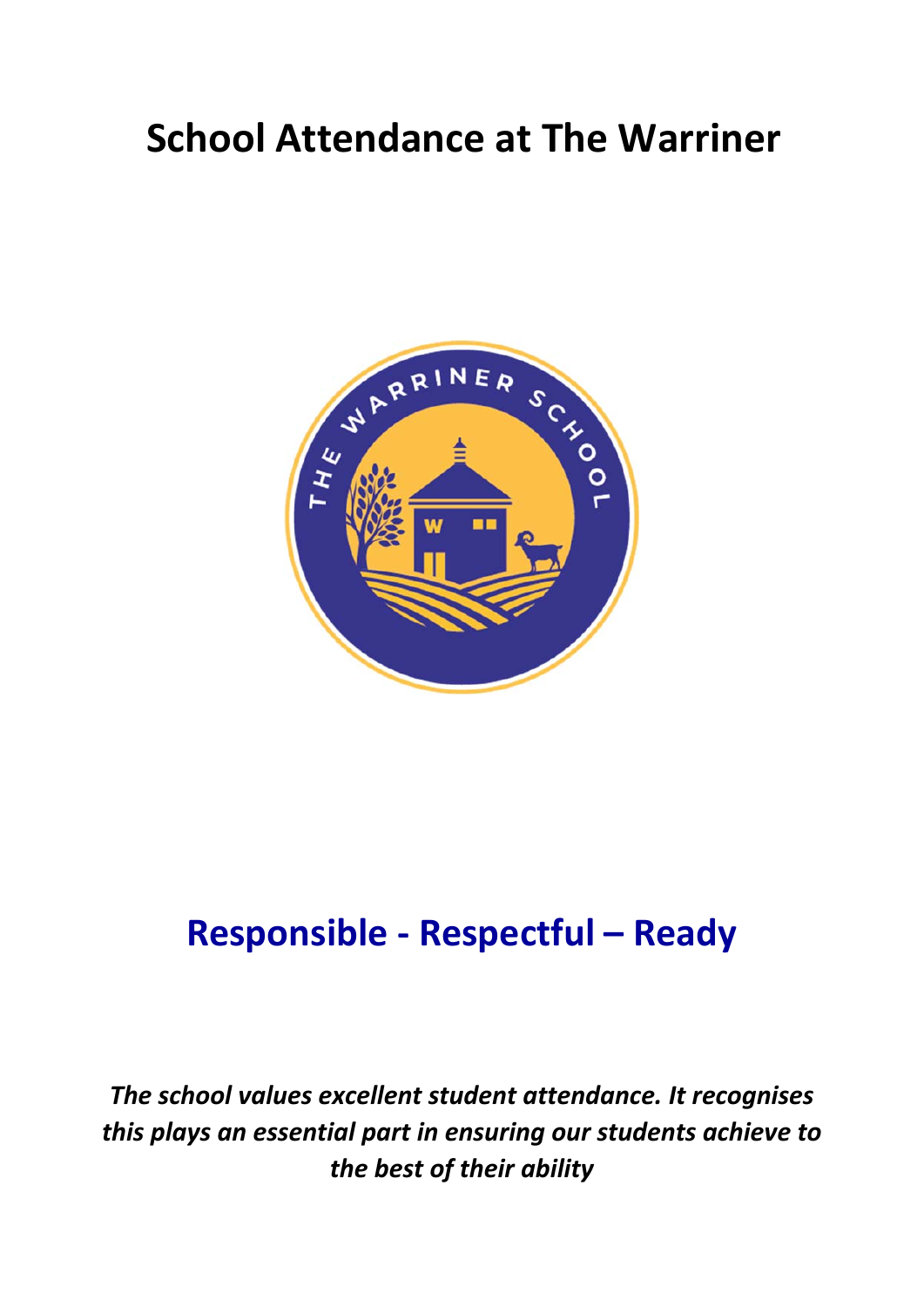# School Attendance at The Warriner

## Responsible - Respectful – Ready

***The school values excellent student attendance. It recognises this plays an essential part in ensuring our students achieve to the best of their ability***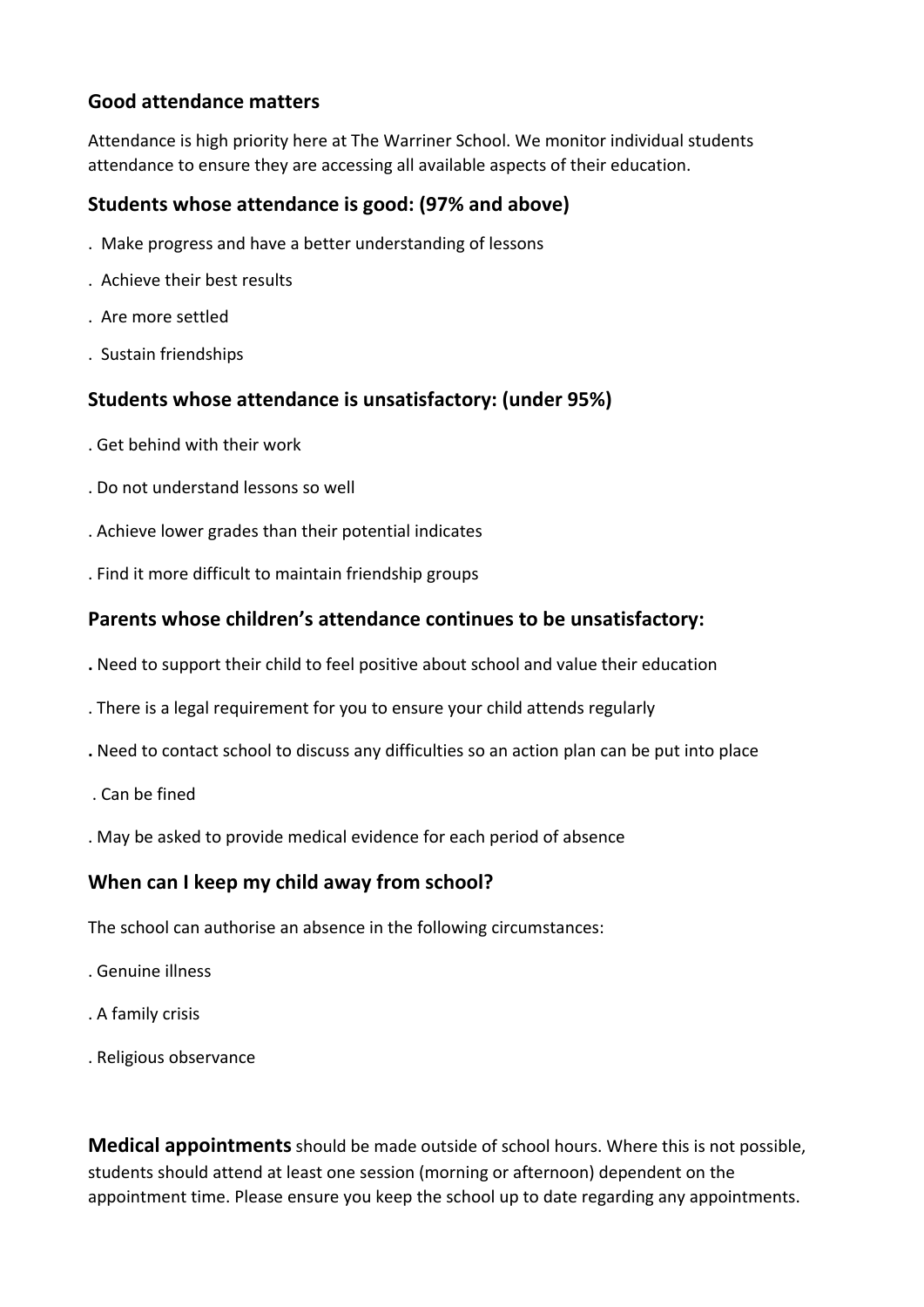## Good attendance matters

Attendance is high priority here at The Warriner School. We monitor individual students attendance to ensure they are accessing all available aspects of their education.

### Students whose attendance is good: (97% and above)

- Make progress and have a better understanding of lessons
- Achieve their best results
- Are more settled
- Sustain friendships

### Students whose attendance is unsatisfactory: (under 95%)

- Get behind with their work
- Do not understand lessons so well
- Achieve lower grades than their potential indicates
- Find it more difficult to maintain friendship groups

### Parents whose children's attendance continues to be unsatisfactory:

- Need to support their child to feel positive about school and value their education
- There is a legal requirement for you to ensure your child attends regularly
- Need to contact school to discuss any difficulties so an action plan can be put into place
- Can be fined
- May be asked to provide medical evidence for each period of absence

### When can I keep my child away from school?

The school can authorise an absence in the following circumstances:

- Genuine illness
- A family crisis
- Religious observance

**Medical appointments** should be made outside of school hours. Where this is not possible, students should attend at least one session (morning or afternoon) dependent on the appointment time. Please ensure you keep the school up to date regarding any appointments.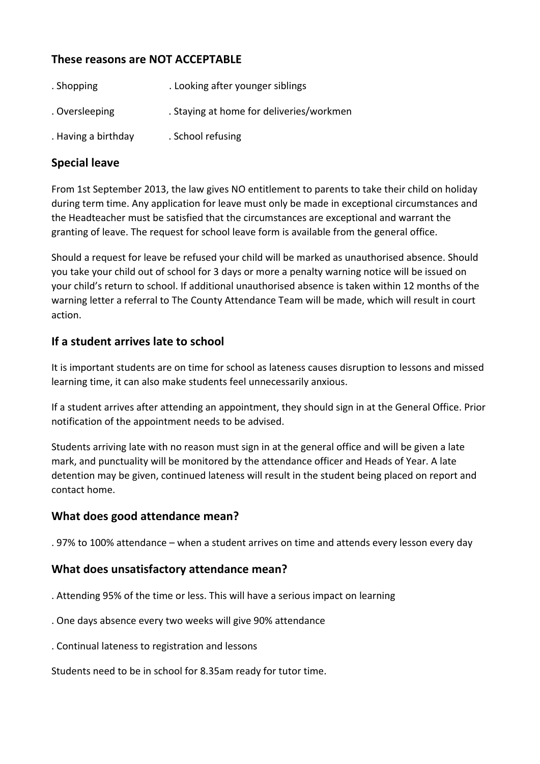### These reasons are NOT ACCEPTABLE

- Shopping
- Looking after younger siblings
- Oversleeping
- Staying at home for deliveries/workmen
- Having a birthday
- School refusing

### Special leave

From 1st September 2013, the law gives NO entitlement to parents to take their child on holiday during term time. Any application for leave must only be made in exceptional circumstances and the Headteacher must be satisfied that the circumstances are exceptional and warrant the granting of leave. The request for school leave form is available from the general office.

Should a request for leave be refused your child will be marked as unauthorised absence. Should you take your child out of school for 3 days or more a penalty warning notice will be issued on your child's return to school. If additional unauthorised absence is taken within 12 months of the warning letter a referral to The County Attendance Team will be made, which will result in court action.

### If a student arrives late to school

It is important students are on time for school as lateness causes disruption to lessons and missed learning time, it can also make students feel unnecessarily anxious.

If a student arrives after attending an appointment, they should sign in at the General Office. Prior notification of the appointment needs to be advised.

Students arriving late with no reason must sign in at the general office and will be given a late mark, and punctuality will be monitored by the attendance officer and Heads of Year. A late detention may be given, continued lateness will result in the student being placed on report and contact home.

### What does good attendance mean?

- 97% to 100% attendance – when a student arrives on time and attends every lesson every day

### What does unsatisfactory attendance mean?

- Attending 95% of the time or less. This will have a serious impact on learning
- One days absence every two weeks will give 90% attendance
- Continual lateness to registration and lessons

Students need to be in school for 8.35am ready for tutor time.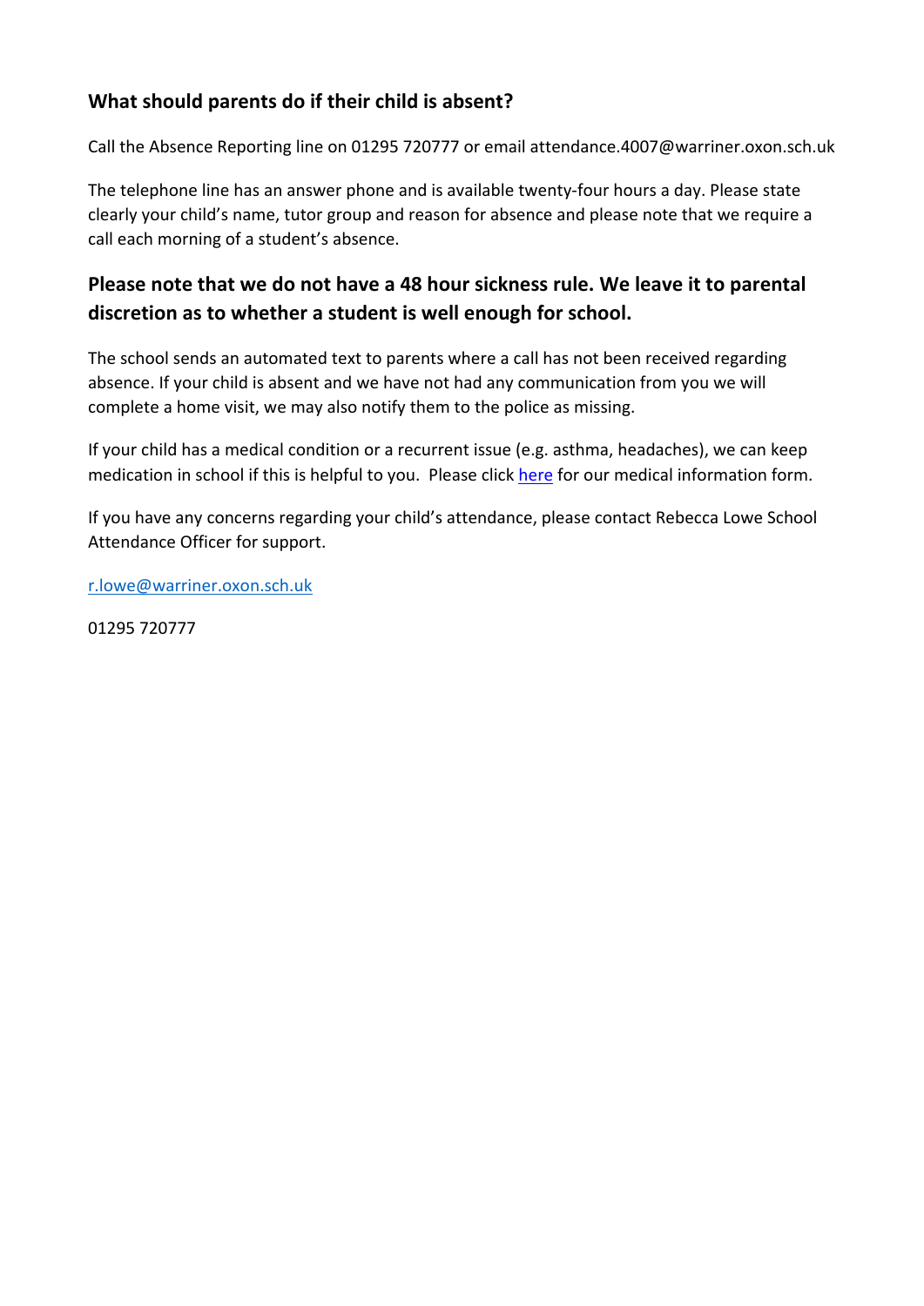## What should parents do if their child is absent?

Call the Absence Reporting line on 01295 720777 or email attendance.4007@warriner.oxon.sch.uk

The telephone line has an answer phone and is available twenty-four hours a day. Please state clearly your child's name, tutor group and reason for absence and please note that we require a call each morning of a student's absence.

## Please note that we do not have a 48 hour sickness rule. We leave it to parental discretion as to whether a student is well enough for school.

The school sends an automated text to parents where a call has not been received regarding absence. If your child is absent and we have not had any communication from you we will complete a home visit, we may also notify them to the police as missing.

If your child has a medical condition or a recurrent issue (e.g. asthma, headaches), we can keep medication in school if this is helpful to you. Please click here for our medical information form.

If you have any concerns regarding your child's attendance, please contact Rebecca Lowe School Attendance Officer for support.

r.lowe@warriner.oxon.sch.uk

01295 720777